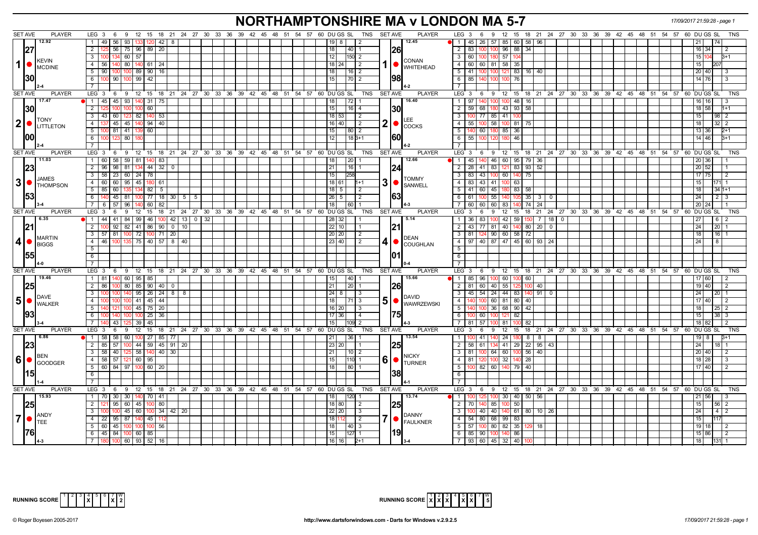# NORTHAMPTONSHIRE MA v LONDON MA 5-7

17/09/2017 21:59:28 - page 1

| SET AVE | PLAYER | LEG | 3 | 6 | 9 | 12 | 15 | 18 | 21 | 24 | 27 | 30 | DU | GS | SL | TNS | SET AVE | PLAYER | LEG | 3 | 6 | 9 | 12 | 15 | 18 | 21 | 24 | 27 | 30 | DU | GS | SL | TNS |
|---|---|---|---|---|---|---|---|---|---|---|---|---|---|---|---|---|---|---|---|---|---|---|---|---|---|---|---|---|---|---|---|---|---|
| 12.92 | 1 KEVIN MCDINE | 1 | 49 | 56 | 93 | 133 | 120 | 42 | 8 | | | | 19 | 8 | | 2 | 12.45 | 1 CONAN WHITEHEAD | 1 | 45 | 26 | 57 | 85 | 60 | 58 | 96 | | | | 21 | | 74 | |
| 27 | | 2 | 125 | 56 | 75 | 96 | 89 | 20 | | | | | 18 | | 40 | 1 | 26 | | 2 | 83 | 100 | 100 | 96 | 88 | 34 | | | | | 16 | 34 | | 2 |
| | | 3 | 100 | 134 | 60 | 57 | | | | | | | 12 | | 150 | 2 | | | 3 | 60 | 100 | 180 | 57 | 104 | | | | | | 15 | 104 | | 3+1 |
| | | 4 | 56 | 140 | 80 | 140 | 61 | 24 | | | | | 18 | 24 | | 2 | | | 4 | 60 | 60 | 81 | 58 | 35 | | | | | | 15 | | 207 | |
| 30 | | 5 | 90 | 100 | 100 | 89 | 90 | 16 | | | | | 18 | | 16 | 2 | 98 | | 5 | 41 | 100 | 100 | 121 | 83 | 16 | 40 | | | | 20 | 40 | | 3 |
| | 2-4 | 6 | 100 | 90 | 100 | 99 | 42 | | | | | | 15 | | 70 | 2 | | 4-2 | 6 | 85 | 140 | 100 | 100 | 76 | | | | | | 14 | 76 | | 3 |
| 17.47 | 2 TONY LITTLETON | 1 | 45 | 45 | 93 | 140 | 31 | 75 | | | | | 18 | | 72 | 1 | 16.40 | 2 LEE COCKS | 1 | 97 | 140 | 100 | 100 | 48 | 16 | | | | | 16 | 16 | | 3 |
| 30 | | 2 | 125 | 100 | 100 | 100 | 60 | | | | | | 15 | | 16 | 4 | 30 | | 2 | 59 | 68 | 180 | 43 | 93 | 58 | | | | | 18 | 58 | | 1+1 |
| | | 3 | 43 | 60 | 123 | 82 | 140 | 53 | | | | | 18 | 53 | | 2 | | | 3 | 100 | 77 | 85 | 41 | 100 | | | | | | 15 | | 98 | 2 |
| | | 4 | 137 | 45 | 45 | 140 | 94 | 40 | | | | | 16 | 40 | | 2 | | | 4 | 55 | 100 | 58 | 100 | 81 | 75 | | | | | 18 | | 32 | 2 |
| 00 | | 5 | 100 | 81 | 41 | 139 | 60 | | | | | | 15 | | 80 | 2 | 60 | | 5 | 140 | 60 | 180 | 85 | 36 | | | | | | 13 | 36 | | 2+1 |
| | 2-4 | 6 | 100 | 123 | 80 | 180 | | | | | | | 12 | | 18 | 3+1 | | 4-2 | 6 | 55 | 100 | 120 | 180 | 46 | | | | | | 14 | 46 | | 3+1 |
| 11.03 | 3 JAMES THOMPSON | 1 | 60 | 58 | 59 | 81 | 140 | 83 | | | | | 18 | | 20 | 1 | 12.66 | 3 TOMMY SANWELL | 1 | 45 | 140 | 46 | 60 | 95 | 79 | 36 | | | | 20 | 36 | | 1 |
| 23 | | 2 | 96 | 98 | 81 | 134 | 44 | 32 | 0 | | | | 21 | | 16 | 1 | 24 | | 2 | 28 | 41 | 83 | 121 | 83 | 93 | 52 | | | | 20 | 52 | | 1 |
| | | 3 | 58 | 23 | 60 | 24 | 78 | | | | | | 15 | | 258 | | | | 3 | 83 | 43 | 100 | 60 | 140 | 75 | | | | | 17 | 75 | | 2 |
| | | 4 | 60 | 60 | 95 | 45 | 180 | 61 | | | | | 18 | 61 | | 1+1 | | | 4 | 83 | 43 | 41 | 100 | 63 | | | | | | 15 | | 171 | 1 |
| | | 5 | 85 | 60 | 135 | 134 | 82 | 5 | | | | | 18 | 5 | | 2 | | | 5 | 41 | 60 | 45 | 180 | 83 | 58 | | | | | 18 | | 34 | 1+1 |
| 53 | | 6 | 140 | 45 | 81 | 100 | 77 | 18 | 30 | 5 | 5 | | 26 | 5 | | 2 | 63 | | 6 | 61 | 100 | 55 | 140 | 105 | 35 | 3 | 0 | | | 24 | | 2 | 3 |
| | 3-4 | 7 | 6 | 57 | 96 | 140 | 60 | 82 | | | | | 18 | | 60 | 1 | | 4-3 | 7 | 60 | 60 | 60 | 83 | 140 | 74 | 24 | | | | 20 | 24 | | 1 |
| 6.35 | 4 MARTIN BIGGS | 1 | 44 | 41 | 84 | 99 | 46 | 100 | 42 | 13 | 0 | 32 | 28 | 32 | | 1 | 5.14 | 4 DEAN COUGHLAN | 1 | 36 | 83 | 100 | 42 | 59 | 150 | 7 | 18 | 0 | | 27 | | 6 | 2 |
| 21 | | 2 | 100 | 92 | 82 | 41 | 86 | 90 | 0 | 10 | | | 22 | 10 | | 1 | 21 | | 2 | 43 | 77 | 81 | 40 | 140 | 80 | 20 | 0 | | | 24 | | 20 | 1 |
| | | 3 | 57 | 81 | 100 | 72 | 100 | 71 | 20 | | | | 20 | 20 | | 2 | | | 3 | 81 | 124 | 90 | 60 | 58 | 72 | | | | | 18 | | 16 | 1 |
| 55 | | 4 | 46 | 100 | 135 | 75 | 40 | 57 | 8 | 40 | | | 23 | 40 | | 2 | 01 | | 4 | 97 | 40 | 87 | 47 | 45 | 60 | 93 | 24 | | | 24 | | 8 | |
| | 4-0 | | | | | | | | | | | | | | | | | 0-4 | | | | | | | | | | | | | | | |
| 19.46 | 5 DAVE WALKER | 1 | 81 | 140 | 60 | 95 | 85 | | | | | | 15 | | 40 | 1 | 15.66 | 5 DAVID WAWRZEWSKI | 1 | 85 | 96 | 100 | 60 | 100 | 60 | | | | | 17 | 60 | | 2 |
| 25 | | 2 | 86 | 100 | 80 | 85 | 90 | 40 | 0 | | | | 21 | | 20 | 1 | 26 | | 2 | 81 | 60 | 40 | 55 | 125 | 100 | 40 | | | | 19 | 40 | | 2 |
| | | 3 | 100 | 100 | 140 | 95 | 26 | 24 | 8 | 8 | | | 24 | 8 | | 3 | | | 3 | 45 | 54 | 24 | 44 | 83 | 140 | 91 | 0 | | | 24 | | 20 | 1 |
| | | 4 | 100 | 100 | 100 | 41 | 45 | 44 | | | | | 18 | | 71 | 3 | | | 4 | 140 | 100 | 60 | 81 | 80 | 40 | | | | | 17 | 40 | | 2 |
| | | 5 | 140 | 121 | 100 | 45 | 75 | 20 | | | | | 16 | 20 | | 3 | | | 5 | 140 | 100 | 36 | 68 | 90 | 42 | | | | | 18 | | 25 | 2 |
| 93 | | 6 | 100 | 140 | 100 | 100 | 25 | 36 | | | | | 17 | 36 | | 4 | 75 | | 6 | 100 | 60 | 100 | 121 | 82 | | | | | | 15 | | 38 | 3 |
| | 3-4 | 7 | 140 | 43 | 125 | 39 | 45 | | | | | | 15 | | 109 | 2 | | 4-3 | 7 | 81 | 57 | 100 | 81 | 100 | 82 | | | | | 18 | 82 | | 2 |
| 6.86 | 6 BEN GOODGER | 1 | 58 | 58 | 60 | 100 | 27 | 85 | 77 | | | | 21 | | 36 | 1 | 13.54 | 6 NICKY TURNER | 1 | 100 | 41 | 140 | 24 | 180 | 8 | 8 | | | | 19 | 8 | | 3+1 |
| 23 | | 2 | 85 | 57 | 100 | 44 | 59 | 45 | 91 | 20 | | | 23 | 20 | | 1 | 25 | | 2 | 58 | 61 | 134 | 41 | 29 | 22 | 95 | 43 | | | 24 | | 18 | 1 |
| | | 3 | 58 | 40 | 125 | 58 | 140 | 40 | 30 | | | | 21 | | 10 | 2 | | | 3 | 81 | 100 | 64 | 60 | 100 | 56 | 40 | | | | 20 | 40 | | 2 |
| | | 4 | 58 | 57 | 121 | 60 | 95 | | | | | | 15 | | 110 | 1 | | | 4 | 81 | 120 | 100 | 32 | 140 | 28 | | | | | 18 | 28 | | 3 |
| 15 | | 5 | 60 | 84 | 97 | 100 | 60 | 20 | | | | | 18 | | 80 | 1 | 38 | | 5 | 100 | 82 | 60 | 140 | 79 | 40 | | | | | 17 | 40 | | 2 |
| | 1-4 | | | | | | | | | | | | | | | | | 4-1 | | | | | | | | | | | | | | | |
| 15.93 | 7 ANDY TEE | 1 | 70 | 30 | 30 | 140 | 70 | 41 | | | | | 18 | | 120 | 1 | 13.74 | 7 DANNY FAULKNER | 1 | 100 | 125 | 100 | 30 | 40 | 50 | 56 | | | | 21 | 56 | | 3 |
| 25 | | 2 | 121 | 95 | 60 | 45 | 100 | 80 | | | | | 18 | 80 | | 2 | 25 | | 2 | 70 | 140 | 85 | 100 | 50 | | | | | | 15 | | 56 | 2 |
| | | 3 | 100 | 100 | 45 | 60 | 100 | 34 | 42 | 20 | | | 22 | 20 | | 3 | | | 3 | 100 | 40 | 40 | 140 | 61 | 80 | 10 | 26 | | | 24 | | 4 | 2 |
| | | 4 | 22 | 95 | 87 | 140 | 45 | 112 | | | | | 18 | 112 | | 2 | | | 4 | 54 | 80 | 68 | 99 | 83 | | | | | | 15 | | 117 | |
| | | 5 | 60 | 45 | 100 | 100 | 100 | 56 | | | | | 18 | | 40 | 3 | | | 5 | 57 | 100 | 80 | 82 | 35 | 129 | 18 | | | | 19 | 18 | | 2 |
| 76 | | 6 | 45 | 84 | 100 | 60 | 85 | | | | | | 15 | | 127 | 1 | 19 | | 6 | 85 | 90 | 100 | 140 | 86 | | | | | | 15 | 86 | | 2 |
| | 4-3 | 7 | 180 | 100 | 60 | 93 | 52 | 16 | | | | | 16 | 16 | | 2+1 | | 3-4 | 7 | 93 | 60 | 45 | 32 | 40 | 100 | | | | | 18 | | 131 | 1 |

| RUNNING SCORE | 1 | 2 | 3 | 4 | 5 | 6 | 7 | W |
|---|---|---|---|---|---|---|---|---|
| | | | | X | | | X | 2 |

| RUNNING SCORE | 1 | 2 | 3 | 4 | 5 | 6 | 7 | W |
|---|---|---|---|---|---|---|---|---|
| | X | X | X | | X | X | | 5 |

© Roger Boyesen 2005-2017 http://www.dartsforwindows.com - Darts for Windows v.2.9.2.5 17/09/2017 21:59:28 - page 1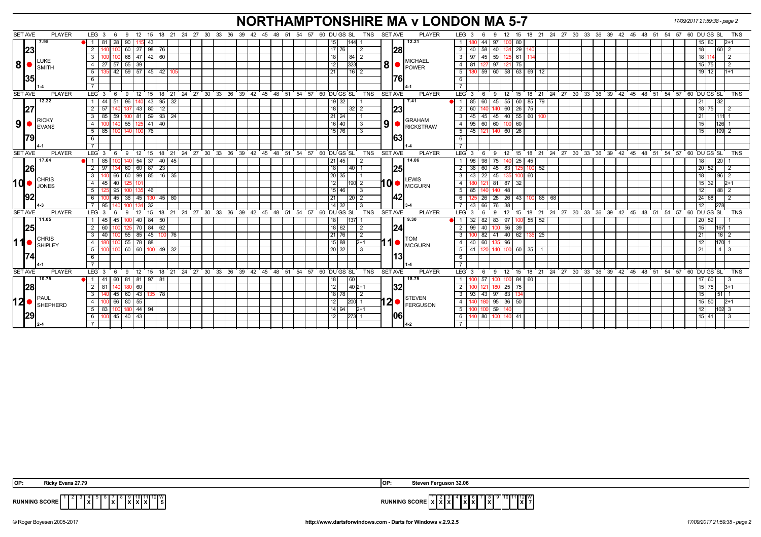# NORTHAMPTONSHIRE MA v LONDON MA 5-7

## Match 8

| SET AVE | PLAYER | LEG | Scores | DU | GS | SL | TNS |
|---|---|---|---|---|---|---|---|
| 7.95 / 23.35 | 8 LUKE SMITH (1-4) | 1 | 81, 28, 90, 115, 43 | 15 | | 144 | 1 |
| | | 2 | 140, 100, 60, 27, 98, 76 | 17 | 76 | | 2 |
| | | 3 | 100, 100, 68, 47, 42, 60 | 18 | | 84 | 2 |
| | | 4 | 27, 57, 55, 39 | 12 | | 323 | |
| | | 5 | 135, 42, 59, 57, 45, 42, 105 | 21 | | 16 | 2 |

| SET AVE | PLAYER | LEG | Scores | DU | GS | SL | TNS |
|---|---|---|---|---|---|---|---|
| 12.21 / 28.76 | 8 MICHAEL POWER (4-1) | 1 | 180, 44, 97, 100, 80 | 15 | 80 | | 2+1 |
| | | 2 | 40, 58, 40, 134, 29, 140 | 18 | | 60 | 2 |
| | | 3 | 97, 45, 59, 125, 61, 114 | 18 | 114 | | 2 |
| | | 4 | 81, 127, 97, 121, 75 | 15 | 75 | | 2 |
| | | 5 | 180, 59, 60, 58, 63, 69, 12 | 19 | 12 | | 1+1 |

## Match 9

| SET AVE | PLAYER | LEG | Scores | DU | GS | SL | TNS |
|---|---|---|---|---|---|---|---|
| 12.22 / 27.79 | 9 RICKY EVANS (4-1) | 1 | 44, 51, 96, 140, 43, 95, 32 | 19 | 32 | | 1 |
| | | 2 | 57, 140, 137, 43, 80, 12 | 18 | | 32 | 2 |
| | | 3 | 85, 59, 100, 81, 59, 93, 24 | 21 | 24 | | 1 |
| | | 4 | 100, 140, 55, 125, 41, 40 | 16 | 40 | | 3 |
| | | 5 | 85, 100, 140, 100, 76 | 15 | 76 | | 3 |

| SET AVE | PLAYER | LEG | Scores | DU | GS | SL | TNS |
|---|---|---|---|---|---|---|---|
| 7.41 / 23.63 | 9 GRAHAM RICKSTRAW (1-4) | 1 | 85, 60, 45, 55, 60, 85, 79 | 21 | | 32 | |
| | | 2 | 60, 140, 140, 60, 26, 75 | 18 | 75 | | 2 |
| | | 3 | 45, 45, 45, 40, 55, 60, 100 | 21 | | 111 | 1 |
| | | 4 | 95, 60, 60, 100, 60 | 15 | | 126 | 1 |
| | | 5 | 45, 121, 140, 60, 26 | 15 | | 109 | 2 |

## Match 10

| SET AVE | PLAYER | LEG | Scores | DU | GS | SL | TNS |
|---|---|---|---|---|---|---|---|
| 17.04 / 26.92 | 10 CHRIS JONES (4-3) | 1 | 85, 100, 140, 54, 37, 40, 45 | 21 | 45 | | 2 |
| | | 2 | 97, 134, 60, 60, 87, 23 | 18 | | 40 | 1 |
| | | 3 | 140, 66, 60, 99, 85, 16, 35 | 20 | 35 | | 1 |
| | | 4 | 45, 40, 125, 101 | 12 | | 190 | 2 |
| | | 5 | 125, 95, 100, 135, 46 | 15 | 46 | | 3 |
| | | 6 | 100, 45, 36, 45, 130, 45, 80 | 21 | | 20 | 2 |
| | | 7 | 95, 140, 100, 134, 32 | 14 | 32 | | 3 |

| SET AVE | PLAYER | LEG | Scores | DU | GS | SL | TNS |
|---|---|---|---|---|---|---|---|
| 14.06 / 25.42 | 10 LEWIS MCGURN (3-4) | 1 | 98, 98, 75, 140, 25, 45 | 18 | | 20 | 1 |
| | | 2 | 36, 60, 45, 83, 125, 100, 52 | 20 | 52 | | 2 |
| | | 3 | 43, 22, 45, 135, 100, 60 | 18 | | 96 | 2 |
| | | 4 | 180, 121, 81, 87, 32 | 15 | 32 | | 2+1 |
| | | 5 | 85, 140, 140, 48 | 12 | | 88 | 2 |
| | | 6 | 125, 26, 28, 26, 43, 100, 85, 68 | 24 | 68 | | 2 |
| | | 7 | 43, 66, 76, 38 | 12 | | 278 | |

## Match 11

| SET AVE | PLAYER | LEG | Scores | DU | GS | SL | TNS |
|---|---|---|---|---|---|---|---|
| 11.05 / 25.74 | 11 CHRIS SHIPLEY (4-1) | 1 | 45, 45, 100, 40, 84, 50 | 18 | | 137 | 1 |
| | | 2 | 60, 100, 125, 70, 84, 62 | 18 | 62 | | 2 |
| | | 3 | 40, 100, 55, 85, 45, 100, 76 | 21 | 76 | | 2 |
| | | 4 | 180, 100, 55, 78, 88 | 15 | 88 | | 2+1 |
| | | 5 | 100, 100, 60, 60, 100, 49, 32 | 20 | 32 | | 3 |

| SET AVE | PLAYER | LEG | Scores | DU | GS | SL | TNS |
|---|---|---|---|---|---|---|---|
| 9.30 / 24.13 | 11 TOM MCGURN (1-4) | 1 | 32, 82, 83, 97, 100, 55, 52 | 20 | 52 | | 1 |
| | | 2 | 99, 40, 100, 56, 39 | 15 | | 167 | 1 |
| | | 3 | 100, 82, 41, 40, 62, 135, 25 | 21 | | 16 | 2 |
| | | 4 | 40, 60, 135, 96 | 12 | | 170 | 1 |
| | | 5 | 41, 120, 140, 100, 60, 35, 1 | 21 | | 4 | 3 |

## Match 12

| SET AVE | PLAYER | LEG | Scores | DU | GS | SL | TNS |
|---|---|---|---|---|---|---|---|
| 10.75 / 28.29 | 12 PAUL SHEPHERD (2-4) | 1 | 41, 60, 81, 81, 97, 81 | 18 | | 60 | |
| | | 2 | 81, 140, 180, 60 | 12 | | 40 | 2+1 |
| | | 3 | 140, 45, 60, 43, 135, 78 | 18 | 78 | | 2 |
| | | 4 | 100, 66, 80, 55 | 12 | | 200 | 1 |
| | | 5 | 83, 100, 180, 44, 94 | 14 | 94 | | 2+1 |
| | | 6 | 100, 45, 40, 43 | 12 | | 273 | 1 |

| SET AVE | PLAYER | LEG | Scores | DU | GS | SL | TNS |
|---|---|---|---|---|---|---|---|
| 18.75 / 32.06 | 12 STEVEN FERGUSON (4-2) | 1 | 100, 57, 100, 100, 84, 60 | 17 | 60 | | 3 |
| | | 2 | 100, 121, 180, 25, 75 | 15 | 75 | | 3+1 |
| | | 3 | 93, 43, 97, 83, 134 | 15 | | 51 | 1 |
| | | 4 | 140, 180, 95, 36, 50 | 15 | 50 | | 2+1 |
| | | 5 | 100, 100, 59, 140 | 12 | | 102 | 3 |
| | | 6 | 140, 80, 100, 140, 41 | 15 | 41 | | 3 |

**OP:** Ricky Evans 27.79

**OP:** Steven Ferguson 32.06

**RUNNING SCORE (Northamptonshire MA)**

| 1 | 2 | 3 | 4 | 5 | 6 | 7 | 8 | 9 | 10 | 11 | 12 | W |
|---|---|---|---|---|---|---|---|---|---|---|---|---|
| | | | X | | | X | | X | X | X | | 5 |

**RUNNING SCORE (London MA)**

| 1 | 2 | 3 | 4 | 5 | 6 | 7 | 8 | 9 | 10 | 11 | 12 | W |
|---|---|---|---|---|---|---|---|---|---|---|---|---|
| X | X | X | | X | X | | X | | | | X | 7 |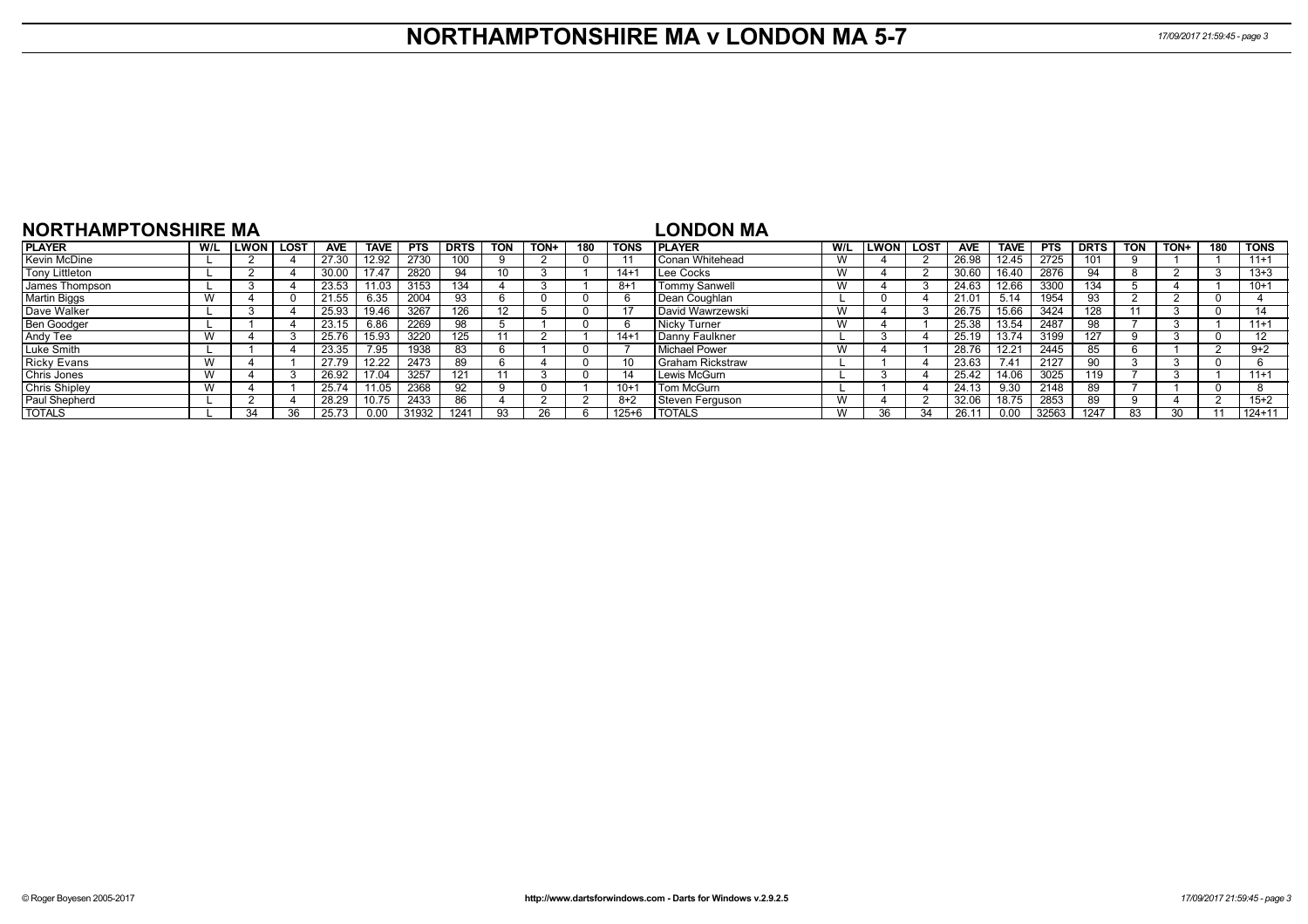# NORTHAMPTONSHIRE MA v LONDON MA 5-7

## NORTHAMPTONSHIRE MA

| PLAYER | W/L | LWON | LOST | AVE | TAVE | PTS | DRTS | TON | TON+ | 180 | TONS |
|---|---|---|---|---|---|---|---|---|---|---|---|
| Kevin McDine | L | 2 | 4 | 27.30 | 12.92 | 2730 | 100 | 9 | 2 | 0 | 11 |
| Tony Littleton | L | 2 | 4 | 30.00 | 17.47 | 2820 | 94 | 10 | 3 | 1 | 14+1 |
| James Thompson | L | 3 | 4 | 23.53 | 11.03 | 3153 | 134 | 4 | 3 | 1 | 8+1 |
| Martin Biggs | W | 4 | 0 | 21.55 | 6.35 | 2004 | 93 | 6 | 0 | 0 | 6 |
| Dave Walker | L | 3 | 4 | 25.93 | 19.46 | 3267 | 126 | 12 | 5 | 0 | 17 |
| Ben Goodger | L | 1 | 4 | 23.15 | 6.86 | 2269 | 98 | 5 | 1 | 0 | 6 |
| Andy Tee | W | 4 | 3 | 25.76 | 15.93 | 3220 | 125 | 11 | 2 | 1 | 14+1 |
| Luke Smith | L | 1 | 4 | 23.35 | 7.95 | 1938 | 83 | 6 | 1 | 0 | 7 |
| Ricky Evans | W | 4 | 1 | 27.79 | 12.22 | 2473 | 89 | 6 | 4 | 0 | 10 |
| Chris Jones | W | 4 | 3 | 26.92 | 17.04 | 3257 | 121 | 11 | 3 | 0 | 14 |
| Chris Shipley | W | 4 | 1 | 25.74 | 11.05 | 2368 | 92 | 9 | 0 | 1 | 10+1 |
| Paul Shepherd | L | 2 | 4 | 28.29 | 10.75 | 2433 | 86 | 4 | 2 | 2 | 8+2 |
| TOTALS | L | 34 | 36 | 25.73 | 0.00 | 31932 | 1241 | 93 | 26 | 6 | 125+6 |

## LONDON MA

| PLAYER | W/L | LWON | LOST | AVE | TAVE | PTS | DRTS | TON | TON+ | 180 | TONS |
|---|---|---|---|---|---|---|---|---|---|---|---|
| Conan Whitehead | W | 4 | 2 | 26.98 | 12.45 | 2725 | 101 | 9 | 1 | 1 | 11+1 |
| Lee Cocks | W | 4 | 2 | 30.60 | 16.40 | 2876 | 94 | 8 | 2 | 3 | 13+3 |
| Tommy Sanwell | W | 4 | 3 | 24.63 | 12.66 | 3300 | 134 | 5 | 4 | 1 | 10+1 |
| Dean Coughlan | L | 0 | 4 | 21.01 | 5.14 | 1954 | 93 | 2 | 2 | 0 | 4 |
| David Wawrzewski | W | 4 | 3 | 26.75 | 15.66 | 3424 | 128 | 11 | 3 | 0 | 14 |
| Nicky Turner | W | 4 | 1 | 25.38 | 13.54 | 2487 | 98 | 7 | 3 | 1 | 11+1 |
| Danny Faulkner | L | 3 | 4 | 25.19 | 13.74 | 3199 | 127 | 9 | 3 | 0 | 12 |
| Michael Power | W | 4 | 1 | 28.76 | 12.21 | 2445 | 85 | 6 | 1 | 2 | 9+2 |
| Graham Rickstraw | L | 1 | 4 | 23.63 | 7.41 | 2127 | 90 | 3 | 3 | 0 | 6 |
| Lewis McGurn | L | 3 | 4 | 25.42 | 14.06 | 3025 | 119 | 7 | 3 | 1 | 11+1 |
| Tom McGurn | L | 1 | 4 | 24.13 | 9.30 | 2148 | 89 | 7 | 1 | 0 | 8 |
| Steven Ferguson | W | 4 | 2 | 32.06 | 18.75 | 2853 | 89 | 9 | 4 | 2 | 15+2 |
| TOTALS | W | 36 | 34 | 26.11 | 0.00 | 32563 | 1247 | 83 | 30 | 11 | 124+11 |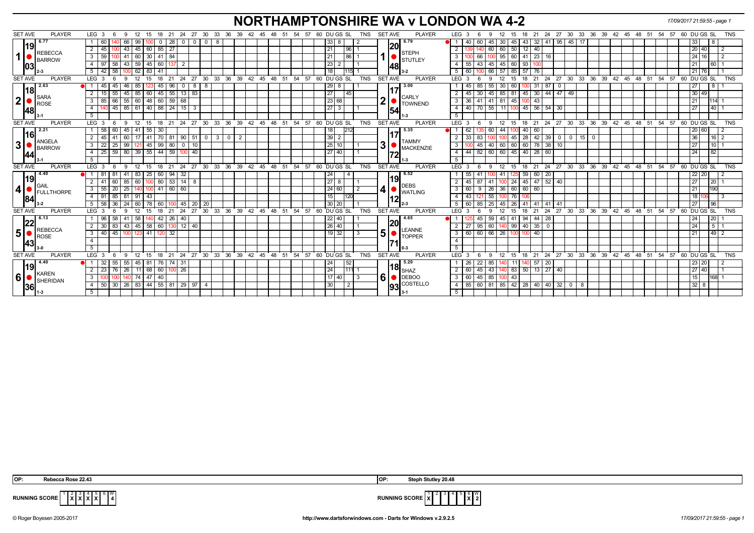# NORTHAMPTONSHIRE WA v LONDON WA 4-2

17/09/2017 21:59:55 - page 1

## Match 1

**Home: REBECCA BARROW** — Set Ave 6.77, 19/03, Sets 2-3

| LEG | Scores | DU | GS | SL | TNS |
|---|---|---|---|---|---|
| 1 | 60, 140, 66, 99, 100, 0, 28, 0, 0, 0, 8 | 33 | 8 | | 2 |
| 2 | 45, 100, 43, 45, 60, 85, 27 | 21 | | 96 | 1 |
| 3 | 59, 100, 41, 60, 30, 41, 84 | 21 | | 86 | 1 |
| 4 | 97, 58, 43, 59, 45, 60, 137, 2 | 23 | 2 | | 1 |
| 5 | 42, 58, 100, 62, 83, 41 | 18 | | 115 | 1 |

**Away: STEPH STUTLEY** — Set Ave 6.79, 20/48, Sets 3-2

| LEG | Scores | DU | GS | SL | TNS |
|---|---|---|---|---|---|
| 1 | 40, 60, 45, 30, 45, 43, 32, 41, 95, 45, 17 | 33 | | 8 | |
| 2 | 139, 140, 60, 60, 50, 12, 40 | 20 | 40 | | 2 |
| 3 | 100, 66, 100, 95, 60, 41, 23, 16 | 24 | 16 | | 2 |
| 4 | 55, 43, 45, 45, 60, 93, 100 | 21 | | 60 | 1 |
| 5 | 60, 100, 66, 57, 85, 57, 76 | 21 | 76 | | 1 |

## Match 2

**Home: SARA ROSE** — Set Ave 2.63, 18/48, Sets 3-1

| LEG | Scores | DU | GS | SL | TNS |
|---|---|---|---|---|---|
| 1 | 45, 45, 46, 85, 123, 45, 96, 0, 8, 8 | 29 | 8 | | 1 |
| 2 | 15, 55, 45, 85, 60, 45, 55, 13, 83 | 27 | | 45 | |
| 3 | 85, 66, 55, 60, 48, 60, 59, 68 | 23 | 68 | | |
| 4 | 140, 45, 85, 61, 40, 88, 24, 15, 3 | 27 | 3 | | 1 |
| 5 | | | | | |

**Away: CARLY TOWNEND** — Set Ave 3.00, 17/54, Sets 1-3

| LEG | Scores | DU | GS | SL | TNS |
|---|---|---|---|---|---|
| 1 | 45, 85, 55, 30, 60, 100, 31, 87, 0 | 27 | | 8 | 1 |
| 2 | 45, 30, 45, 85, 81, 45, 30, 44, 47, 49 | 30 | 49 | | |
| 3 | 36, 41, 41, 81, 45, 100, 43 | 21 | | 114 | 1 |
| 4 | 40, 70, 55, 11, 100, 45, 56, 54, 30 | 27 | | 40 | 1 |
| 5 | | | | | |

## Match 3

**Home: ANGELA BARROW** — Set Ave 2.21, 16/44, Sets 3-1

| LEG | Scores | DU | GS | SL | TNS |
|---|---|---|---|---|---|
| 1 | 58, 60, 45, 41, 55, 30 | 18 | | 212 | |
| 2 | 45, 41, 60, 17, 41, 70, 81, 90, 51, 0, 3, 0, 2 | 39 | 2 | | |
| 3 | 22, 25, 99, 121, 45, 99, 80, 0, 10 | 25 | 10 | | 1 |
| 4 | 25, 59, 80, 39, 55, 44, 59, 100, 40 | 27 | 40 | | 1 |
| 5 | | | | | |

**Away: TAMMY MACKENZIE** — Set Ave 5.35, 17/72, Sets 1-3

| LEG | Scores | DU | GS | SL | TNS |
|---|---|---|---|---|---|
| 1 | 62, 135, 60, 44, 100, 40, 60 | 20 | 60 | | 2 |
| 2 | 33, 83, 100, 100, 45, 28, 42, 39, 0, 0, 15, 0 | 36 | | 16 | 2 |
| 3 | 100, 45, 40, 60, 60, 60, 78, 38, 10 | 27 | | 10 | 1 |
| 4 | 44, 82, 60, 60, 45, 40, 28, 60 | 24 | | 82 | |
| 5 | | | | | |

## Match 4

**Home: GAIL FULLTHORPE** — Set Ave 4.40, 19/84, Sets 3-2

| LEG | Scores | DU | GS | SL | TNS |
|---|---|---|---|---|---|
| 1 | 81, 81, 41, 83, 25, 60, 94, 32 | 24 | | 4 | |
| 2 | 41, 60, 85, 60, 100, 80, 53, 14, 8 | 27 | 8 | | 1 |
| 3 | 55, 20, 25, 140, 100, 41, 60, 60 | 24 | 60 | | 2 |
| 4 | 81, 85, 81, 91, 43 | 15 | | 120 | |
| 5 | 58, 36, 24, 60, 78, 60, 100, 45, 20, 20 | 30 | 20 | | 1 |

**Away: DEBS WATLING** — Set Ave 6.52, 19/12, Sets 2-3

| LEG | Scores | DU | GS | SL | TNS |
|---|---|---|---|---|---|
| 1 | 55, 41, 100, 41, 125, 59, 60, 20 | 22 | 20 | | 2 |
| 2 | 45, 87, 41, 100, 24, 45, 47, 52, 40 | 27 | | 20 | 1 |
| 3 | 60, 9, 26, 36, 60, 60, 60, 60 | 21 | | 190 | |
| 4 | 43, 121, 55, 100, 76, 106 | 18 | 106 | | 3 |
| 5 | 60, 85, 25, 45, 26, 41, 41, 41, 41 | 27 | | 96 | |

## Match 5

**Home: REBECCA ROSE** — Set Ave 6.13, 22/43, Sets 3-0

| LEG | Scores | DU | GS | SL | TNS |
|---|---|---|---|---|---|
| 1 | 96, 58, 41, 58, 140, 42, 26, 40 | 22 | 40 | | 1 |
| 2 | 30, 83, 43, 45, 58, 60, 130, 12, 40 | 26 | 40 | | 1 |
| 3 | 40, 45, 100, 123, 41, 120, 32 | 19 | 32 | | 3 |
| 4 | | | | | |
| 5 | | | | | |

**Away: LEANNE TOPPER** — Set Ave 4.65, 20/71, Sets 0-3

| LEG | Scores | DU | GS | SL | TNS |
|---|---|---|---|---|---|
| 1 | 125, 45, 59, 45, 41, 94, 44, 28 | 24 | | 20 | 1 |
| 2 | 27, 95, 60, 140, 99, 40, 35, 0 | 24 | | 5 | 1 |
| 3 | 60, 60, 66, 26, 100, 100, 40 | 21 | | 49 | 2 |
| 4 | | | | | |
| 5 | | | | | |

## Match 6

**Home: KAREN SHERIDAN** — Set Ave 4.40, 19/36, Sets 1-3

| LEG | Scores | DU | GS | SL | TNS |
|---|---|---|---|---|---|
| 1 | 32, 55, 55, 45, 81, 76, 74, 31 | 24 | | 52 | |
| 2 | 23, 76, 26, 11, 68, 60, 100, 26 | 24 | | 111 | 1 |
| 3 | 100, 100, 140, 74, 47, 40 | 17 | 40 | | 3 |
| 4 | 50, 30, 26, 83, 44, 55, 81, 29, 97, 4 | 30 | | 2 | |
| 5 | | | | | |

**Away: SHAZ DEBOO COSTELLO** — Set Ave 5.20, 18/93, Sets 3-1

| LEG | Scores | DU | GS | SL | TNS |
|---|---|---|---|---|---|
| 1 | 26, 22, 85, 140, 11, 140, 57, 20 | 23 | 20 | | 2 |
| 2 | 60, 45, 43, 140, 83, 50, 13, 27, 40 | 27 | 40 | | 1 |
| 3 | 60, 45, 85, 100, 43 | 15 | | 168 | 1 |
| 4 | 85, 60, 81, 85, 42, 28, 40, 40, 32, 0, 8 | 32 | 8 | | |
| 5 | | | | | |

**OP:** Rebecca Rose 22.43 — **OP:** Steph Stutley 20.48

**RUNNING SCORE (Home):**

| 1 | 2 | 3 | 4 | 5 | 6 | W |
|---|---|---|---|---|---|---|
| | X | X | X | X | | 4 |

**RUNNING SCORE (Away):**

| 1 | 2 | 3 | 4 | 5 | 6 | W |
|---|---|---|---|---|---|---|
| X | | | | | X | 2 |

© Roger Boyesen 2005-2017 — http://www.dartsforwindows.com - Darts for Windows v.2.9.2.5 — 17/09/2017 21:59:55 - page 1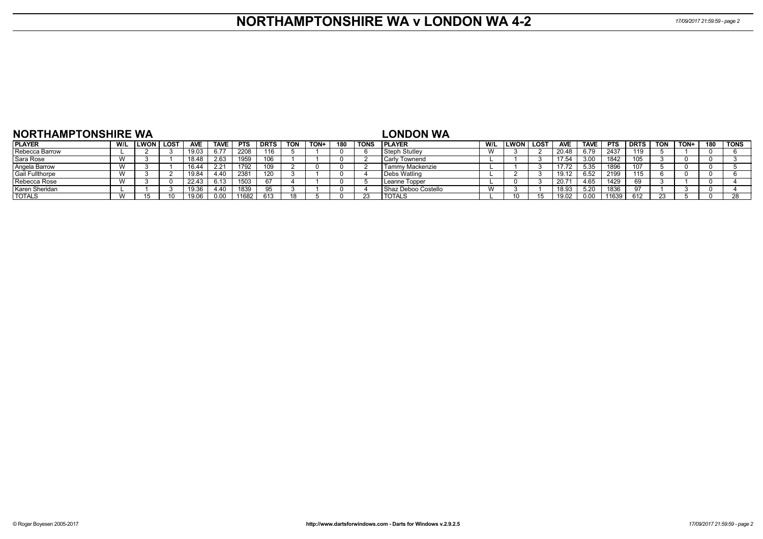# NORTHAMPTONSHIRE WA v LONDON WA 4-2

## NORTHAMPTONSHIRE WA

| PLAYER | W/L | LWON | LOST | AVE | TAVE | PTS | DRTS | TON | TON+ | 180 | TONS |
|---|---|---|---|---|---|---|---|---|---|---|---|
| Rebecca Barrow | L | 2 | 3 | 19.03 | 6.77 | 2208 | 116 | 5 | 1 | 0 | 6 |
| Sara Rose | W | 3 | 1 | 18.48 | 2.63 | 1959 | 106 | 1 | 1 | 0 | 2 |
| Angela Barrow | W | 3 | 1 | 16.44 | 2.21 | 1792 | 109 | 2 | 0 | 0 | 2 |
| Gail Fullthorpe | W | 3 | 2 | 19.84 | 4.40 | 2381 | 120 | 3 | 1 | 0 | 4 |
| Rebecca Rose | W | 3 | 0 | 22.43 | 6.13 | 1503 | 67 | 4 | 1 | 0 | 5 |
| Karen Sheridan | L | 1 | 3 | 19.36 | 4.40 | 1839 | 95 | 3 | 1 | 0 | 4 |
| TOTALS | W | 15 | 10 | 19.06 | 0.00 | 11682 | 613 | 18 | 5 | 0 | 23 |

## LONDON WA

| PLAYER | W/L | LWON | LOST | AVE | TAVE | PTS | DRTS | TON | TON+ | 180 | TONS |
|---|---|---|---|---|---|---|---|---|---|---|---|
| Steph Stutley | W | 3 | 2 | 20.48 | 6.79 | 2437 | 119 | 5 | 1 | 0 | 6 |
| Carly Townend | L | 1 | 3 | 17.54 | 3.00 | 1842 | 105 | 3 | 0 | 0 | 3 |
| Tammy Mackenzie | L | 1 | 3 | 17.72 | 5.35 | 1896 | 107 | 5 | 0 | 0 | 5 |
| Debs Watling | L | 2 | 3 | 19.12 | 6.52 | 2199 | 115 | 6 | 0 | 0 | 6 |
| Leanne Topper | L | 0 | 3 | 20.71 | 4.65 | 1429 | 69 | 3 | 1 | 0 | 4 |
| Shaz Deboo Costello | W | 3 | 1 | 18.93 | 5.20 | 1836 | 97 | 1 | 3 | 0 | 4 |
| TOTALS | L | 10 | 15 | 19.02 | 0.00 | 11639 | 612 | 23 | 5 | 0 | 28 |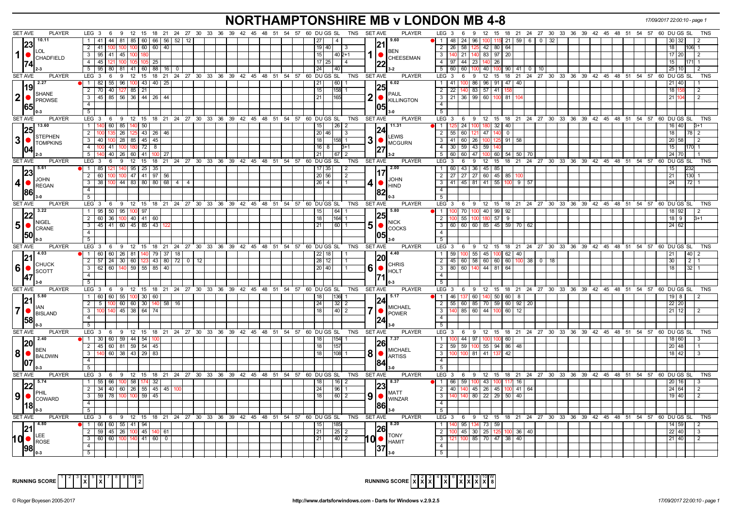# NORTHAMPTONSHIRE MB v LONDON MB 4-8

17/09/2017 22:00:10 - page 1

| Set | Player | Set Ave | Leg | Scores | DU | GS | SL | TNS | Set | Player | Set Ave | Leg | Scores | DU | GS | SL | TNS |
|---|---|---|---|---|---|---|---|---|---|---|---|---|---|---|---|---|---|
| 1 | LOL CHADFIELD | 23.74 (10.11) 2-3 | 1 | 41 44 81 85 60 66 56 52 12 | 27 | | 4 | | 1 | BEN CHEESEMAN | 21.22 (9.60) 3-2 | 1 | 48 24 96 100 115 21 59 6 0 32 | 30 | 32 | | 2 |
| | | | 2 | 41 100 100 100 60 60 40 | 19 | 40 | | 3 | | | | 2 | 26 58 125 42 80 64 | 18 | | 106 | 1 |
| | | | 3 | 95 41 45 100 180 | 15 | | 40 | 2+1 | | | | 3 | 140 21 140 83 97 20 | 17 | 20 | | 2 |
| | | | 4 | 45 121 100 105 105 25 | 17 | 25 | | 4 | | | | 4 | 97 44 23 140 26 | 15 | | 171 | 1 |
| | | | 5 | 95 80 81 41 60 88 16 0 | 24 | | 40 | | | | | 5 | 60 60 100 40 100 90 41 0 10 | 25 | 10 | | 2 |
| 2 | SHANE PROWSE | 19.65 (2.27) 0-3 | 1 | 82 55 96 100 43 40 25 | 21 | | 60 | 1 | 2 | PAUL KILLINGTON | 25.05 (6.02) 3-0 | 1 | 41 100 86 96 91 47 40 | 21 | 40 | | 1 |
| | | | 2 | 70 40 127 85 21 | 15 | | 158 | 1 | | | | 2 | 22 140 83 57 41 158 | 18 | 158 | | 2 |
| | | | 3 | 45 85 56 36 44 26 44 | 21 | | 165 | | | | | 3 | 21 36 99 60 100 81 104 | 21 | 104 | | 2 |
| 3 | STEPHEN TOMPKINS | 25.04 (13.60) 2-3 | 1 | 140 60 85 140 50 | 15 | | 26 | 2 | 3 | LEWIS MCGURN | 24.27 (11.31) 3-2 | 1 | 125 24 100 180 32 40 | 16 | 40 | | 3+1 |
| | | | 2 | 100 135 26 125 43 26 46 | 20 | 46 | | 3 | | | | 2 | 55 60 121 47 140 0 | 18 | | 78 | 2 |
| | | | 3 | 40 100 28 85 45 45 | 18 | | 158 | 1 | | | | 3 | 41 60 26 100 125 91 58 | 20 | 58 | | 2 |
| | | | 4 | 100 41 100 180 72 8 | 16 | 8 | | 3+1 | | | | 4 | 30 59 43 59 140 | 15 | | 170 | 1 |
| | | | 5 | 140 40 26 60 41 100 27 | 21 | | 67 | 2 | | | | 5 | 60 60 47 100 60 54 50 70 | 24 | 70 | | 1 |
| 4 | JOHN REGAN | 23.86 (5.61) 3-0 | 1 | 85 121 140 95 25 35 | 17 | 35 | | 2 | 4 | JOHN HIND | 17.82 (2.00) 0-3 | 1 | 60 43 36 45 85 | 15 | | 232 | |
| | | | 2 | 60 100 100 47 41 97 56 | 20 | 56 | | 2 | | | | 2 | 27 27 27 60 45 85 100 | 21 | | 130 | 1 |
| | | | 3 | 38 100 44 83 80 80 68 4 4 | 26 | 4 | | 1 | | | | 3 | 41 45 81 41 55 100 9 57 | 24 | | 72 | 1 |
| 5 | NIGEL CRANE | 22.50 (3.22) 0-3 | 1 | 95 50 95 100 97 | 15 | | 64 | 1 | 5 | NICK COCKS | 25.05 (5.80) 3-0 | 1 | 100 70 100 40 99 92 | 18 | 92 | | 2 |
| | | | 2 | 60 36 100 40 41 60 | 18 | | 164 | 1 | | | | 2 | 100 55 100 180 57 9 | 18 | 9 | | 3+1 |
| | | | 3 | 45 41 60 45 85 43 122 | 21 | | 60 | 1 | | | | 3 | 60 60 60 85 45 59 70 62 | 24 | 62 | | |
| 6 | CHUCK SCOTT | 21.47 (4.03) 3-0 | 1 | 60 60 26 81 140 79 37 18 | 22 | 18 | | 1 | 6 | CHRIS HOLT | 20.71 (4.40) 0-3 | 1 | 59 100 55 45 100 62 40 | 21 | | 40 | 2 |
| | | | 2 | 57 24 30 60 123 43 80 72 0 12 | 28 | 12 | | 1 | | | | 2 | 45 60 58 60 60 60 100 38 0 18 | 30 | | 2 | 1 |
| | | | 3 | 62 60 140 59 55 85 40 | 20 | 40 | | 1 | | | | 3 | 80 60 140 44 81 64 | 18 | | 32 | 1 |
| 7 | IAN BISLAND | 21.58 (5.80) 0-3 | 1 | 60 60 55 100 30 60 | 18 | | 136 | 1 | 7 | MICHAEL POWER | 24.24 (5.17) 3-0 | 1 | 46 137 60 140 50 60 8 | 19 | 8 | | 2 |
| | | | 2 | 5 100 60 60 30 140 58 16 | 24 | | 32 | 2 | | | | 2 | 55 60 85 70 59 60 92 20 | 22 | 20 | | |
| | | | 3 | 100 140 45 38 64 74 | 18 | | 40 | 2 | | | | 3 | 140 85 60 44 100 60 12 | 21 | 12 | | 2 |
| 8 | BEN BALDWIN | 20.07 (2.40) 0-3 | 1 | 30 60 59 44 54 100 | 18 | | 154 | 1 | 8 | MICHAEL ARTISS | 26.84 (7.37) 3-0 | 1 | 100 44 97 100 100 60 | 18 | 60 | | 3 |
| | | | 2 | 45 60 81 59 54 45 | 18 | | 157 | | | | | 2 | 59 59 100 55 94 86 48 | 20 | 48 | | 1 |
| | | | 3 | 140 60 38 43 29 83 | 18 | | 108 | 1 | | | | 3 | 100 100 81 41 137 42 | 18 | 42 | | 3 |
| 9 | PHIL COWARD | 22.18 (5.74) 0-3 | 1 | 55 66 100 58 174 32 | 18 | | 16 | 2 | 9 | MATT WINZAR | 23.86 (8.37) 3-0 | 1 | 66 59 100 43 100 117 16 | 20 | 16 | | 3 |
| | | | 2 | 34 40 60 26 55 45 45 100 | 24 | | 96 | 1 | | | | 2 | 40 140 45 26 45 100 41 64 | 24 | 64 | | 2 |
| | | | 3 | 59 78 100 100 59 45 | 18 | | 60 | 2 | | | | 3 | 140 140 80 22 29 50 40 | 19 | 40 | | 2 |
| 10 | LEE ROSE | 21.98 (4.80) 0-3 | 1 | 66 60 55 41 94 | 15 | | 185 | | 10 | TONY HAMIT | 26.37 (8.20) 3-0 | 1 | 140 95 134 73 59 | 14 | 59 | | 2 |
| | | | 2 | 59 45 26 100 45 140 61 | 21 | | 25 | 2 | | | | 2 | 100 45 30 25 125 100 36 40 | 22 | 40 | | 3 |
| | | | 3 | 60 60 100 140 41 60 0 | 21 | | 40 | 2 | | | | 3 | 121 100 85 70 47 38 40 | 21 | 40 | | 2 |

RUNNING SCORE (Northamptonshire): 1 2 3 4 X 5 6 X 7 8 9 10 — W: 2

RUNNING SCORE (London): X X X 4 X 5 6 X X X X — W: 8

© Roger Boyesen 2005-2017 | http://www.dartsforwindows.com - Darts for Windows v.2.9.2.5 | 17/09/2017 22:00:10 - page 1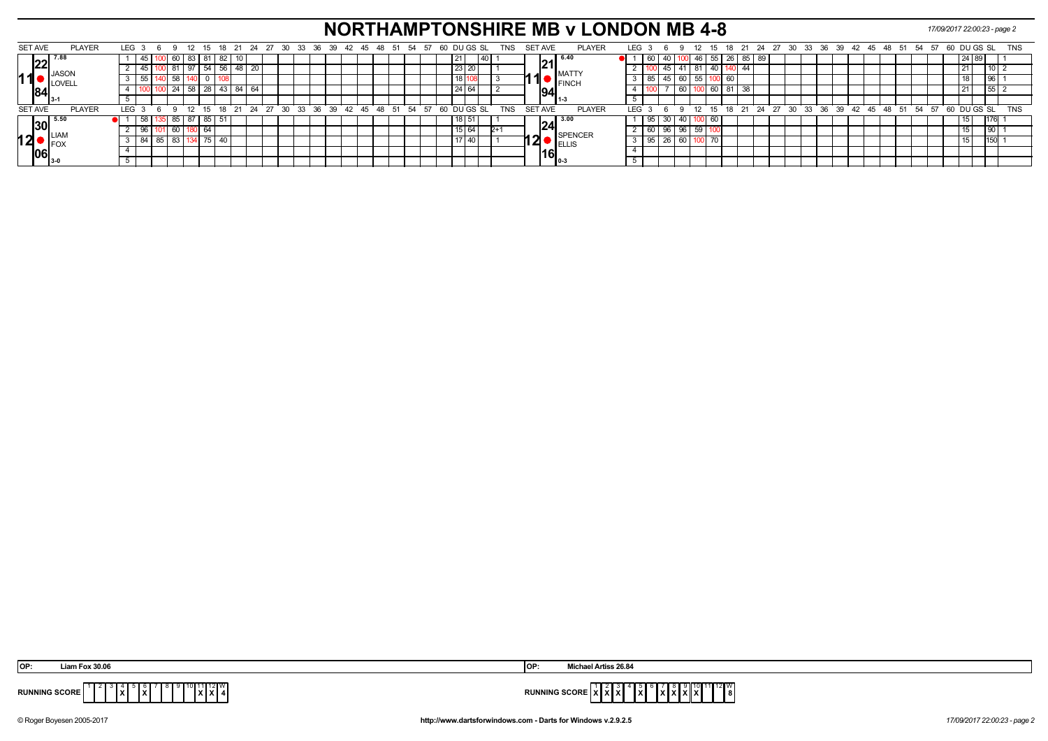# NORTHAMPTONSHIRE MB v LONDON MB 4-8

17/09/2017 22:00:23 - page 2

| SET | AVE | PLAYER | LEG | 3 | 6 | 9 | 12 | 15 | 18 | 21 | 24 | DU | GS | SL | TNS | SET | AVE | PLAYER | LEG | 3 | 6 | 9 | 12 | 15 | 18 | 21 | 24 | DU | GS | SL | TNS |
|---|---|---|---|---|---|---|---|---|---|---|---|---|---|---|---|---|---|---|---|---|---|---|---|---|---|---|---|---|---|---|---|
| 11 | 22.84 (7.88) | JASON LOVELL (3-1) | 1 | 45 | 100 | 60 | 83 | 81 | 82 | 10 | | 21 | | 40 | 1 | 11 | 21.94 (6.40) | MATTY FINCH (1-3) | 1 | 60 | 40 | 100 | 46 | 55 | 26 | 85 | 89 | 24 | 89 | | 1 |
| | | | 2 | 45 | 100 | 81 | 97 | 54 | 56 | 48 | 20 | 23 | 20 | | 1 | | | | 2 | 100 | 45 | 41 | 81 | 40 | 140 | 44 | | 21 | | 10 | 2 |
| | | | 3 | 55 | 140 | 58 | 140 | 0 | 108 | | | 18 | 108 | | 3 | | | | 3 | 85 | 45 | 60 | 55 | 100 | 60 | | | 18 | | 96 | 1 |
| | | | 4 | 100 | 100 | 24 | 58 | 28 | 43 | 84 | 64 | 24 | 64 | | 2 | | | | 4 | 100 | 7 | 60 | 100 | 60 | 81 | 38 | | 21 | | 55 | 2 |
| | | | 5 | | | | | | | | | | | | | | | | 5 | | | | | | | | | | | | |
| 12 | 30.06 (5.50) | LIAM FOX (3-0) | 1 | 58 | 135 | 85 | 87 | 85 | 51 | | | 18 | 51 | | 1 | 12 | 24.16 (3.00) | SPENCER ELLIS (0-3) | 1 | 95 | 30 | 40 | 100 | 60 | | | | 15 | | 176 | 1 |
| | | | 2 | 96 | 101 | 60 | 180 | 64 | | | | 15 | 64 | | 2+1 | | | | 2 | 60 | 96 | 96 | 59 | 100 | | | | 15 | | 90 | 1 |
| | | | 3 | 84 | 85 | 83 | 134 | 75 | 40 | | | 17 | 40 | | 1 | | | | 3 | 95 | 26 | 60 | 100 | 70 | | | | 15 | | 150 | 1 |
| | | | 4 | | | | | | | | | | | | | | | | 4 | | | | | | | | | | | | |
| | | | 5 | | | | | | | | | | | | | | | | 5 | | | | | | | | | | | | |

OP: Liam Fox 30.06

OP: Michael Artiss 26.84

| RUNNING SCORE | 1 | 2 | 3 | 4 | 5 | 6 | 7 | 8 | 9 | 10 | 11 | 12 | W |
|---|---|---|---|---|---|---|---|---|---|---|---|---|---|
| Northamptonshire | | | | X | | X | | | | | X | X | 4 |
| London | X | X | X | | X | | X | X | X | X | | | 8 |

© Roger Boyesen 2005-2017 — http://www.dartsforwindows.com - Darts for Windows v.2.9.2.5 — 17/09/2017 22:00:23 - page 2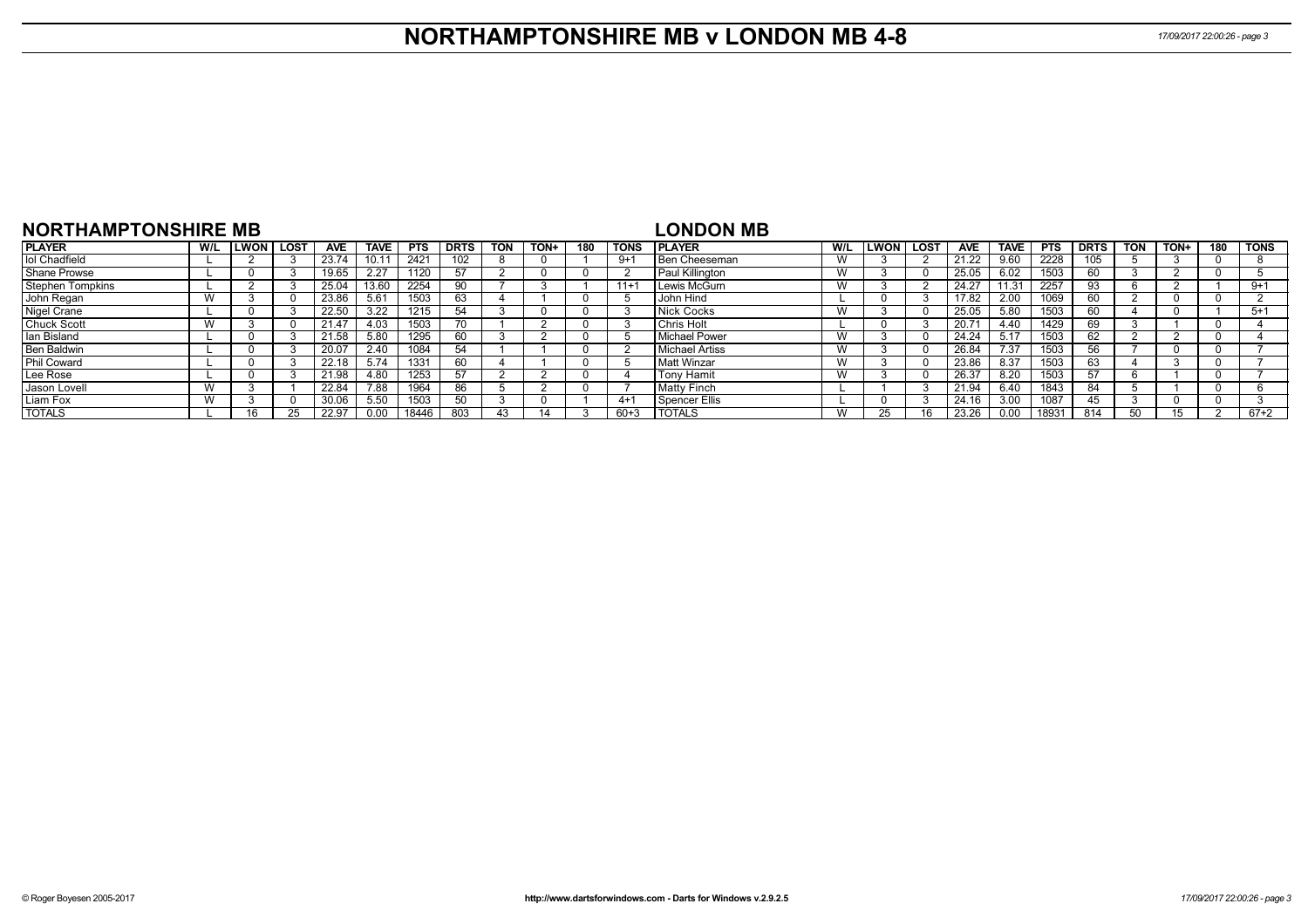# NORTHAMPTONSHIRE MB v LONDON MB 4-8

## NORTHAMPTONSHIRE MB

| PLAYER | W/L | LWON | LOST | AVE | TAVE | PTS | DRTS | TON | TON+ | 180 | TONS |
|---|---|---|---|---|---|---|---|---|---|---|---|
| Iol Chadfield | L | 2 | 3 | 23.74 | 10.11 | 2421 | 102 | 8 | 0 | 1 | 9+1 |
| Shane Prowse | L | 0 | 3 | 19.65 | 2.27 | 1120 | 57 | 2 | 0 | 0 | 2 |
| Stephen Tompkins | L | 2 | 3 | 25.04 | 13.60 | 2254 | 90 | 7 | 3 | 1 | 11+1 |
| John Regan | W | 3 | 0 | 23.86 | 5.61 | 1503 | 63 | 4 | 1 | 0 | 5 |
| Nigel Crane | L | 0 | 3 | 22.50 | 3.22 | 1215 | 54 | 3 | 0 | 0 | 3 |
| Chuck Scott | W | 3 | 0 | 21.47 | 4.03 | 1503 | 70 | 1 | 2 | 0 | 3 |
| Ian Bisland | L | 0 | 3 | 21.58 | 5.80 | 1295 | 60 | 3 | 2 | 0 | 5 |
| Ben Baldwin | L | 0 | 3 | 20.07 | 2.40 | 1084 | 54 | 1 | 1 | 0 | 2 |
| Phil Coward | L | 0 | 3 | 22.18 | 5.74 | 1331 | 60 | 4 | 1 | 0 | 5 |
| Lee Rose | L | 0 | 3 | 21.98 | 4.80 | 1253 | 57 | 2 | 2 | 0 | 4 |
| Jason Lovell | W | 3 | 1 | 22.84 | 7.88 | 1964 | 86 | 5 | 2 | 0 | 7 |
| Liam Fox | W | 3 | 0 | 30.06 | 5.50 | 1503 | 50 | 3 | 0 | 1 | 4+1 |
| TOTALS | L | 16 | 25 | 22.97 | 0.00 | 18446 | 803 | 43 | 14 | 3 | 60+3 |

## LONDON MB

| PLAYER | W/L | LWON | LOST | AVE | TAVE | PTS | DRTS | TON | TON+ | 180 | TONS |
|---|---|---|---|---|---|---|---|---|---|---|---|
| Ben Cheeseman | W | 3 | 2 | 21.22 | 9.60 | 2228 | 105 | 5 | 3 | 0 | 8 |
| Paul Killington | W | 3 | 0 | 25.05 | 6.02 | 1503 | 60 | 3 | 2 | 0 | 5 |
| Lewis McGurn | W | 3 | 2 | 24.27 | 11.31 | 2257 | 93 | 6 | 2 | 1 | 9+1 |
| John Hind | L | 0 | 3 | 17.82 | 2.00 | 1069 | 60 | 2 | 0 | 0 | 2 |
| Nick Cocks | W | 3 | 0 | 25.05 | 5.80 | 1503 | 60 | 4 | 0 | 1 | 5+1 |
| Chris Holt | L | 0 | 3 | 20.71 | 4.40 | 1429 | 69 | 3 | 1 | 0 | 4 |
| Michael Power | W | 3 | 0 | 24.24 | 5.17 | 1503 | 62 | 2 | 2 | 0 | 4 |
| Michael Artiss | W | 3 | 0 | 26.84 | 7.37 | 1503 | 56 | 7 | 0 | 0 | 7 |
| Matt Winzar | W | 3 | 0 | 23.86 | 8.37 | 1503 | 63 | 4 | 3 | 0 | 7 |
| Tony Hamit | W | 3 | 0 | 26.37 | 8.20 | 1503 | 57 | 6 | 1 | 0 | 7 |
| Matty Finch | L | 1 | 3 | 21.94 | 6.40 | 1843 | 84 | 5 | 1 | 0 | 6 |
| Spencer Ellis | L | 0 | 3 | 24.16 | 3.00 | 1087 | 45 | 3 | 0 | 0 | 3 |
| TOTALS | W | 25 | 16 | 23.26 | 0.00 | 18931 | 814 | 50 | 15 | 2 | 67+2 |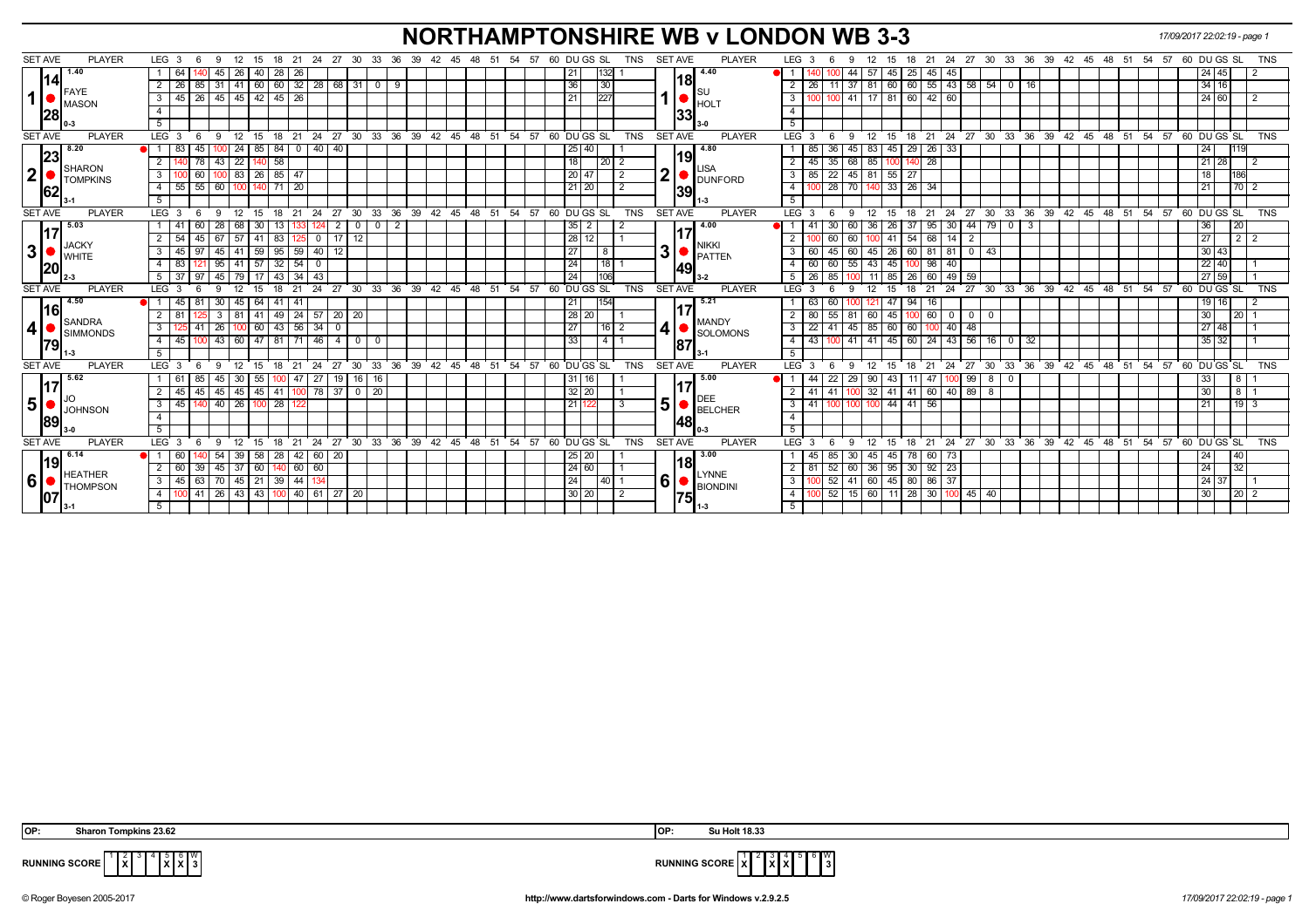# NORTHAMPTONSHIRE WB v LONDON WB 3-3

17/09/2017 22:02:19 - page 1

| SET AVE | PLAYER | LEG | 3 | 6 | 9 | 12 | 15 | 18 | 21 | 24 | 27 | 30 | 33 | 36 | DU | GS | SL | TNS | SET AVE | PLAYER | LEG | 3 | 6 | 9 | 12 | 15 | 18 | 21 | 24 | 27 | 30 | 33 | 36 | DU | GS | SL | TNS |
|---|---|---|---|---|---|---|---|---|---|---|---|---|---|---|---|---|---|---|---|---|---|---|---|---|---|---|---|---|---|---|---|---|---|---|---|---|---|
| 1.40 / 14.28 | 1 FAYE MASON 0-3 | 1 | 64 | 140 | 45 | 26 | 40 | 28 | 26 | | | | | | 21 | | 132 | 1 | 4.40 / 18.33 | 1 SU HOLT 3-0 | 1 | 140 | 100 | 44 | 57 | 45 | 25 | 45 | 45 | | | | | 24 | 45 | | 2 |
| | | 2 | 26 | 85 | 31 | 41 | 60 | 60 | 32 | 28 | 68 | 31 | 0 | 9 | 36 | | 30 | | | | 2 | 26 | 11 | 37 | 81 | 60 | 60 | 55 | 43 | 58 | 54 | 0 | 16 | 34 | 16 | | |
| | | 3 | 45 | 26 | 45 | 45 | 42 | 45 | 26 | | | | | | 21 | | 227 | | | | 3 | 100 | 100 | 41 | 17 | 81 | 60 | 42 | 60 | | | | | 24 | 60 | | 2 |
| 8.20 / 23.62 | 2 SHARON TOMPKINS 3-1 | 1 | 83 | 45 | 100 | 24 | 85 | 84 | 0 | 40 | 40 | | | | 25 | 40 | | 1 | 4.80 / 19.39 | 2 LISA DUNFORD 1-3 | 1 | 85 | 36 | 45 | 83 | 45 | 29 | 26 | 33 | | | | | 24 | | 119 | |
| | | 2 | 140 | 78 | 43 | 22 | 140 | 58 | | | | | | | 18 | | 20 | 2 | | | 2 | 45 | 35 | 68 | 85 | 100 | 140 | 28 | | | | | | 21 | 28 | | 2 |
| | | 3 | 100 | 60 | 100 | 83 | 26 | 85 | 47 | | | | | | 20 | 47 | | 2 | | | 3 | 85 | 22 | 45 | 81 | 55 | 27 | | | | | | | 18 | | 186 | |
| | | 4 | 55 | 55 | 60 | 100 | 140 | 71 | 20 | | | | | | 21 | 20 | | 2 | | | 4 | 100 | 28 | 70 | 140 | 33 | 26 | 34 | | | | | | 21 | | 70 | 2 |
| 5.03 / 17.20 | 3 JACKY WHITE 2-3 | 1 | 41 | 60 | 28 | 68 | 30 | 13 | 133 | 124 | 2 | 0 | 0 | 2 | 35 | 2 | | 2 | 4.00 / 17.49 | 3 NIKKI PATTEN 3-2 | 1 | 41 | 30 | 60 | 36 | 26 | 37 | 95 | 30 | 44 | 79 | 0 | 3 | 36 | | 20 | |
| | | 2 | 54 | 45 | 67 | 57 | 41 | 83 | 125 | 0 | 17 | 12 | | | 28 | 12 | | 1 | | | 2 | 100 | 60 | 60 | 100 | 41 | 54 | 68 | 14 | 2 | | | | 27 | | 2 | 2 |
| | | 3 | 45 | 97 | 45 | 41 | 59 | 95 | 59 | 40 | 12 | | | | 27 | | 8 | | | | 3 | 60 | 45 | 60 | 45 | 26 | 60 | 81 | 81 | 0 | 43 | | | 30 | 43 | | |
| | | 4 | 83 | 121 | 95 | 41 | 57 | 32 | 54 | 0 | | | | | 24 | | 18 | 1 | | | 4 | 60 | 60 | 55 | 43 | 45 | 100 | 98 | 40 | | | | | 22 | 40 | | 1 |
| | | 5 | 37 | 97 | 45 | 79 | 17 | 43 | 34 | 43 | | | | | 24 | | 106 | | | | 5 | 26 | 85 | 100 | 11 | 85 | 26 | 60 | 49 | 59 | | | | 27 | 59 | | 1 |
| 4.50 / 16.79 | 4 SANDRA SIMMONDS 1-3 | 1 | 45 | 81 | 30 | 45 | 64 | 41 | 41 | | | | | | 21 | | 154 | | 5.21 / 17.87 | 4 MANDY SOLOMONS 3-1 | 1 | 63 | 60 | 100 | 121 | 47 | 94 | 16 | | | | | | 19 | 16 | | 2 |
| | | 2 | 81 | 125 | 3 | 81 | 41 | 49 | 24 | 57 | 20 | 20 | | | 28 | 20 | | 1 | | | 2 | 80 | 55 | 81 | 60 | 45 | 100 | 60 | 0 | 0 | 0 | | | 30 | | 20 | 1 |
| | | 3 | 125 | 41 | 26 | 100 | 60 | 43 | 56 | 34 | 0 | | | | 27 | | 16 | 2 | | | 3 | 22 | 41 | 45 | 85 | 60 | 60 | 100 | 40 | 48 | | | | 27 | 48 | | 1 |
| | | 4 | 45 | 100 | 43 | 60 | 47 | 81 | 71 | 46 | 4 | 0 | 0 | | 33 | | 4 | 1 | | | 4 | 43 | 100 | 41 | 41 | 45 | 60 | 24 | 43 | 56 | 16 | 0 | 32 | 35 | 32 | | 1 |
| 5.62 / 17.89 | 5 JO JOHNSON 3-0 | 1 | 61 | 85 | 45 | 30 | 55 | 100 | 47 | 27 | 19 | 16 | 16 | | 31 | 16 | | 1 | 5.00 / 17.48 | 5 DEE BELCHER 0-3 | 1 | 44 | 22 | 29 | 90 | 43 | 11 | 47 | 100 | 99 | 8 | 0 | | 33 | | 8 | 1 |
| | | 2 | 45 | 45 | 45 | 45 | 45 | 41 | 100 | 78 | 37 | 0 | 20 | | 32 | 20 | | 1 | | | 2 | 41 | 41 | 100 | 32 | 41 | 41 | 60 | 40 | 89 | 8 | | | 30 | | 8 | 1 |
| | | 3 | 45 | 140 | 40 | 26 | 100 | 28 | 122 | | | | | | 21 | 122 | | 3 | | | 3 | 41 | 100 | 100 | 100 | 44 | 41 | 56 | | | | | | 21 | | 19 | 3 |
| 6.14 / 19.07 | 6 HEATHER THOMPSON 3-1 | 1 | 60 | 140 | 54 | 39 | 58 | 28 | 42 | 60 | 20 | | | | 25 | 20 | | 1 | 3.00 / 18.75 | 6 LYNNE BIONDINI 1-3 | 1 | 45 | 85 | 30 | 45 | 45 | 78 | 60 | 73 | | | | | 24 | | 40 | |
| | | 2 | 60 | 39 | 45 | 37 | 60 | 140 | 60 | 60 | | | | | 24 | 60 | | 1 | | | 2 | 81 | 52 | 60 | 36 | 95 | 30 | 92 | 23 | | | | | 24 | | 32 | |
| | | 3 | 45 | 63 | 70 | 45 | 21 | 39 | 44 | 134 | | | | | 24 | | 40 | 1 | | | 3 | 100 | 52 | 41 | 60 | 45 | 80 | 86 | 37 | | | | | 24 | 37 | | 1 |
| | | 4 | 100 | 41 | 26 | 43 | 43 | 100 | 40 | 61 | 27 | 20 | | | 30 | 20 | | 2 | | | 4 | 100 | 52 | 15 | 60 | 11 | 28 | 30 | 100 | 45 | 40 | | | 30 | | 20 | 2 |

OP: Sharon Tompkins 23.62 | OP: Su Holt 18.33

RUNNING SCORE (Northamptonshire): 1 – , 2 X, 3 – , 4 – , 5 X, 6 X, W 3

RUNNING SCORE (London): 1 X, 2 – , 3 X, 4 X, 5 – , 6 – , W 3

© Roger Boyesen 2005-2017 http://www.dartsforwindows.com - Darts for Windows v.2.9.2.5 17/09/2017 22:02:19 - page 1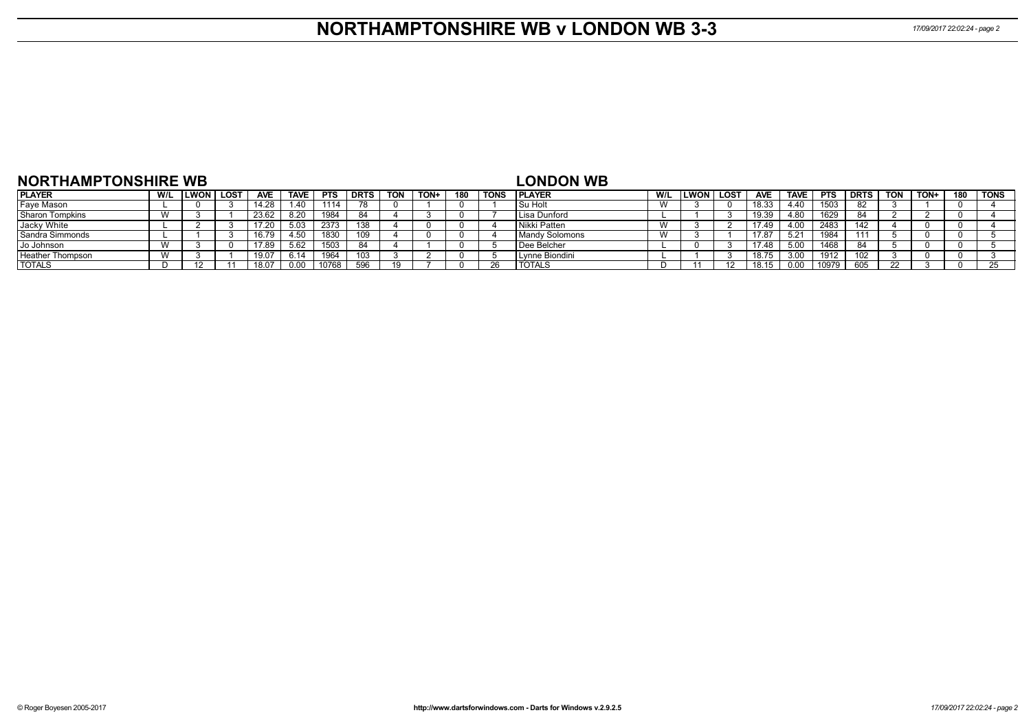# NORTHAMPTONSHIRE WB v LONDON WB 3-3

## NORTHAMPTONSHIRE WB

| PLAYER | W/L | LWON | LOST | AVE | TAVE | PTS | DRTS | TON | TON+ | 180 | TONS |
|---|---|---|---|---|---|---|---|---|---|---|---|
| Faye Mason | L | 0 | 3 | 14.28 | 1.40 | 1114 | 78 | 0 | 1 | 0 | 1 |
| Sharon Tompkins | W | 3 | 1 | 23.62 | 8.20 | 1984 | 84 | 4 | 3 | 0 | 7 |
| Jacky White | L | 2 | 3 | 17.20 | 5.03 | 2373 | 138 | 4 | 0 | 0 | 4 |
| Sandra Simmonds | L | 1 | 3 | 16.79 | 4.50 | 1830 | 109 | 4 | 0 | 0 | 4 |
| Jo Johnson | W | 3 | 0 | 17.89 | 5.62 | 1503 | 84 | 4 | 1 | 0 | 5 |
| Heather Thompson | W | 3 | 1 | 19.07 | 6.14 | 1964 | 103 | 3 | 2 | 0 | 5 |
| TOTALS | D | 12 | 11 | 18.07 | 0.00 | 10768 | 596 | 19 | 7 | 0 | 26 |

## LONDON WB

| PLAYER | W/L | LWON | LOST | AVE | TAVE | PTS | DRTS | TON | TON+ | 180 | TONS |
|---|---|---|---|---|---|---|---|---|---|---|---|
| Su Holt | W | 3 | 0 | 18.33 | 4.40 | 1503 | 82 | 3 | 1 | 0 | 4 |
| Lisa Dunford | L | 1 | 3 | 19.39 | 4.80 | 1629 | 84 | 2 | 2 | 0 | 4 |
| Nikki Patten | W | 3 | 2 | 17.49 | 4.00 | 2483 | 142 | 4 | 0 | 0 | 4 |
| Mandy Solomons | W | 3 | 1 | 17.87 | 5.21 | 1984 | 111 | 5 | 0 | 0 | 5 |
| Dee Belcher | L | 0 | 3 | 17.48 | 5.00 | 1468 | 84 | 5 | 0 | 0 | 5 |
| Lynne Biondini | L | 1 | 3 | 18.75 | 3.00 | 1912 | 102 | 3 | 0 | 0 | 3 |
| TOTALS | D | 11 | 12 | 18.15 | 0.00 | 10979 | 605 | 22 | 3 | 0 | 25 |